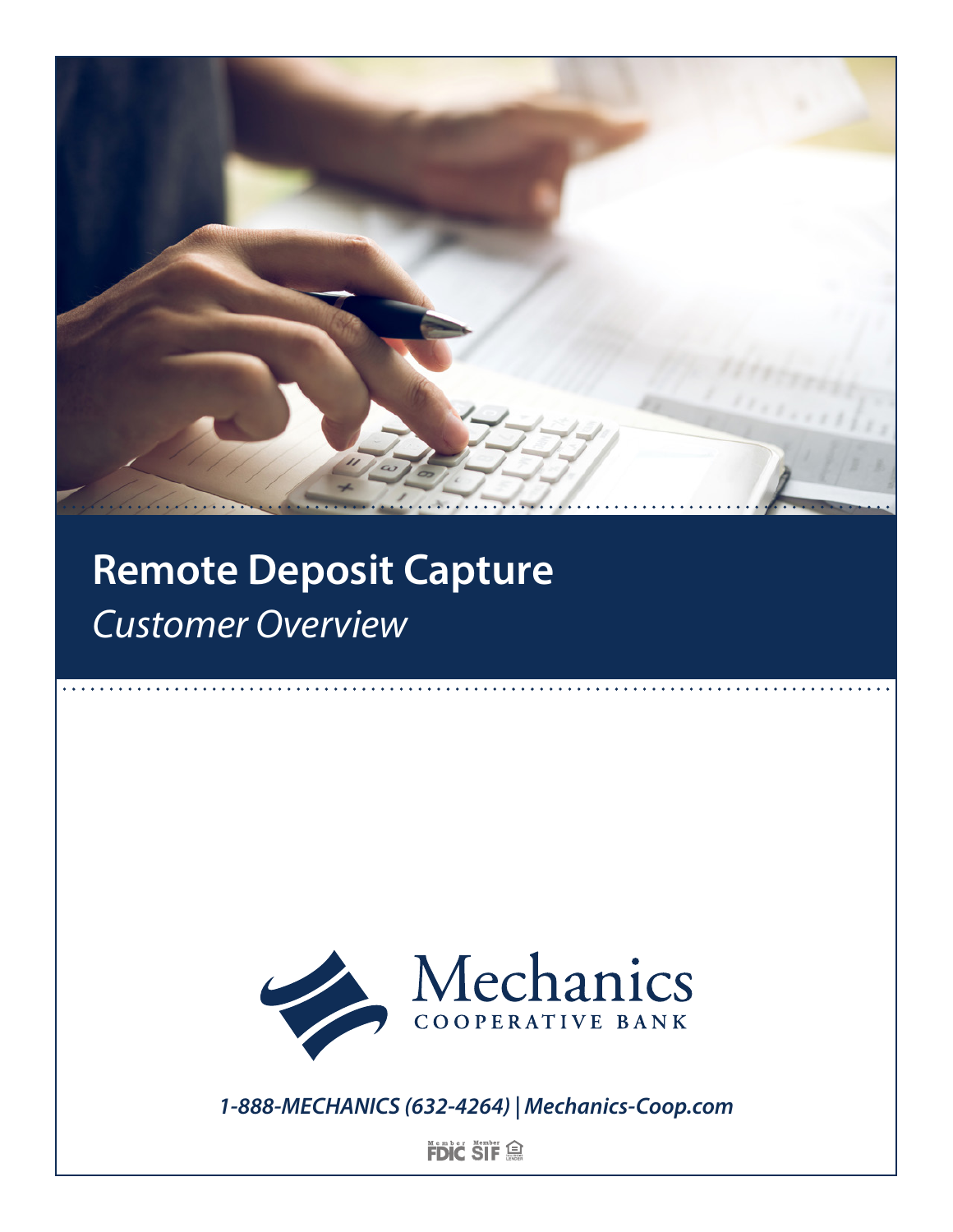# Remote Deposit Capture

*Customer Overview*

Mechanics
COOPERATIVE BANK

***1-888-MECHANICS (632-4264) | Mechanics-Coop.com***

Member FDIC Member SIF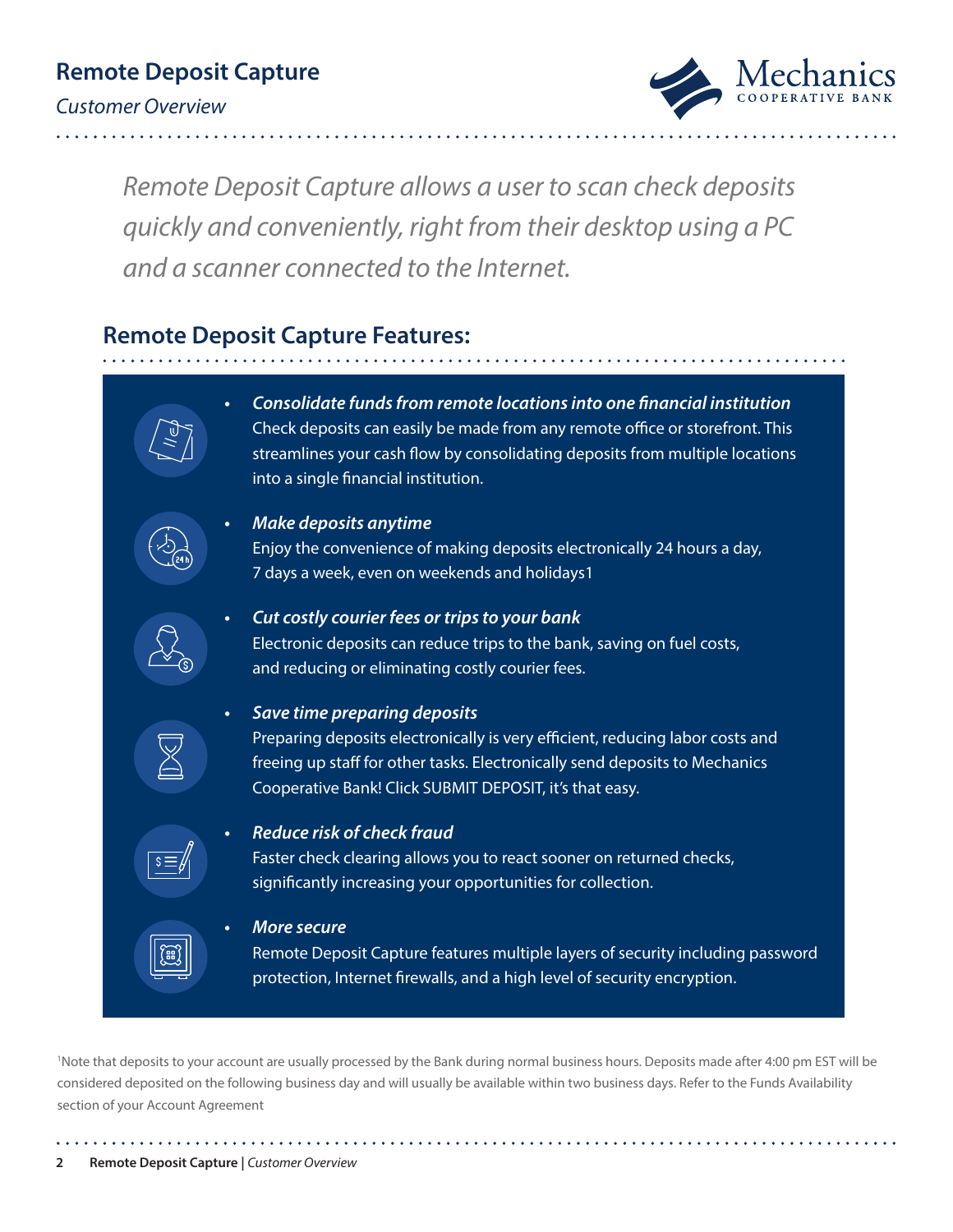# Remote Deposit Capture

*Customer Overview*

*Remote Deposit Capture allows a user to scan check deposits quickly and conveniently, right from their desktop using a PC and a scanner connected to the Internet.*

## Remote Deposit Capture Features:

- ***Consolidate funds from remote locations into one financial institution***
  Check deposits can easily be made from any remote office or storefront. This streamlines your cash flow by consolidating deposits from multiple locations into a single financial institution.

- ***Make deposits anytime***
  Enjoy the convenience of making deposits electronically 24 hours a day, 7 days a week, even on weekends and holidays[1]

- ***Cut costly courier fees or trips to your bank***
  Electronic deposits can reduce trips to the bank, saving on fuel costs, and reducing or eliminating costly courier fees.

- ***Save time preparing deposits***
  Preparing deposits electronically is very efficient, reducing labor costs and freeing up staff for other tasks. Electronically send deposits to Mechanics Cooperative Bank! Click SUBMIT DEPOSIT, it's that easy.

- ***Reduce risk of check fraud***
  Faster check clearing allows you to react sooner on returned checks, significantly increasing your opportunities for collection.

- ***More secure***
  Remote Deposit Capture features multiple layers of security including password protection, Internet firewalls, and a high level of security encryption.

[1]Note that deposits to your account are usually processed by the Bank during normal business hours. Deposits made after 4:00 pm EST will be considered deposited on the following business day and will usually be available within two business days. Refer to the Funds Availability section of your Account Agreement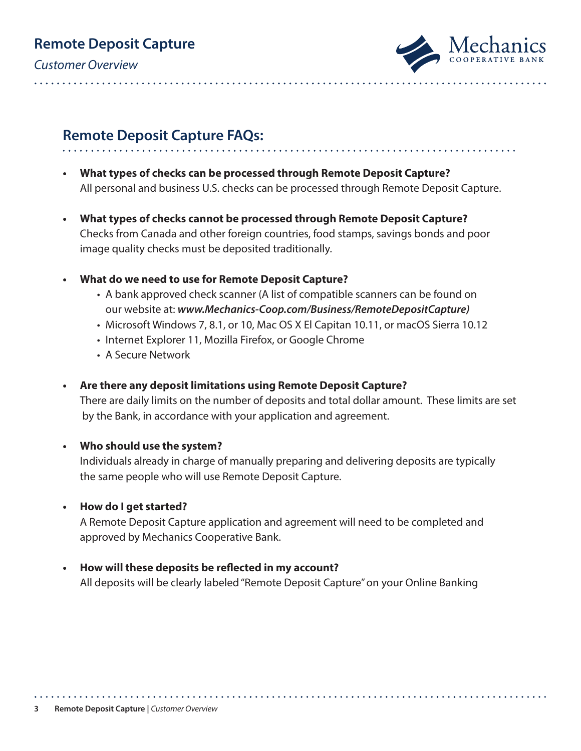## Remote Deposit Capture FAQs:

- **What types of checks can be processed through Remote Deposit Capture?**
  All personal and business U.S. checks can be processed through Remote Deposit Capture.

- **What types of checks cannot be processed through Remote Deposit Capture?**
  Checks from Canada and other foreign countries, food stamps, savings bonds and poor image quality checks must be deposited traditionally.

- **What do we need to use for Remote Deposit Capture?**
  - A bank approved check scanner (A list of compatible scanners can be found on our website at: ***www.Mechanics-Coop.com/Business/RemoteDepositCapture)***
  - Microsoft Windows 7, 8.1, or 10, Mac OS X El Capitan 10.11, or macOS Sierra 10.12
  - Internet Explorer 11, Mozilla Firefox, or Google Chrome
  - A Secure Network

- **Are there any deposit limitations using Remote Deposit Capture?**
  There are daily limits on the number of deposits and total dollar amount. These limits are set by the Bank, in accordance with your application and agreement.

- **Who should use the system?**
  Individuals already in charge of manually preparing and delivering deposits are typically the same people who will use Remote Deposit Capture.

- **How do I get started?**
  A Remote Deposit Capture application and agreement will need to be completed and approved by Mechanics Cooperative Bank.

- **How will these deposits be reflected in my account?**
  All deposits will be clearly labeled "Remote Deposit Capture" on your Online Banking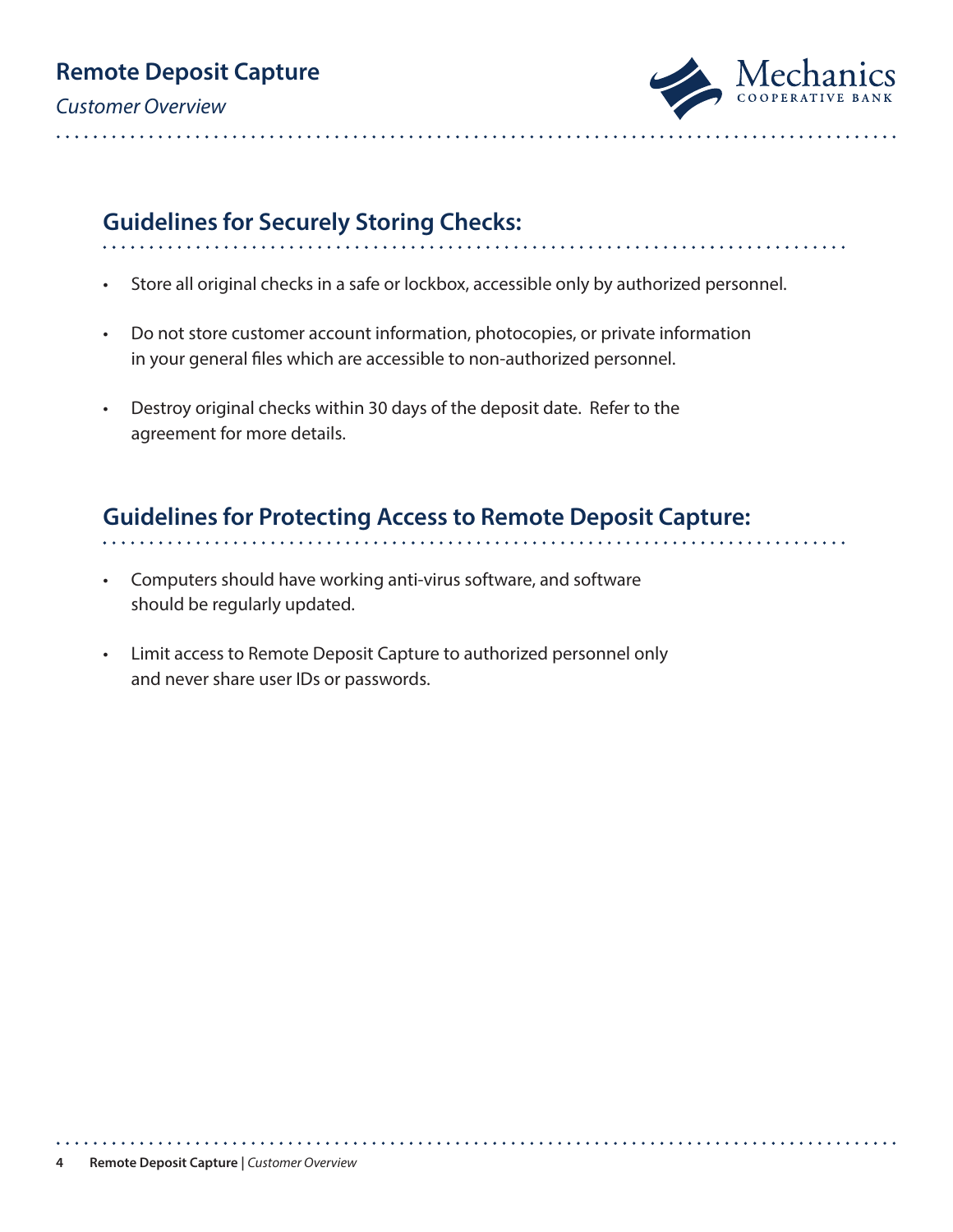## Guidelines for Securely Storing Checks:

- Store all original checks in a safe or lockbox, accessible only by authorized personnel.
- Do not store customer account information, photocopies, or private information in your general files which are accessible to non-authorized personnel.
- Destroy original checks within 30 days of the deposit date. Refer to the agreement for more details.

## Guidelines for Protecting Access to Remote Deposit Capture:

- Computers should have working anti-virus software, and software should be regularly updated.
- Limit access to Remote Deposit Capture to authorized personnel only and never share user IDs or passwords.